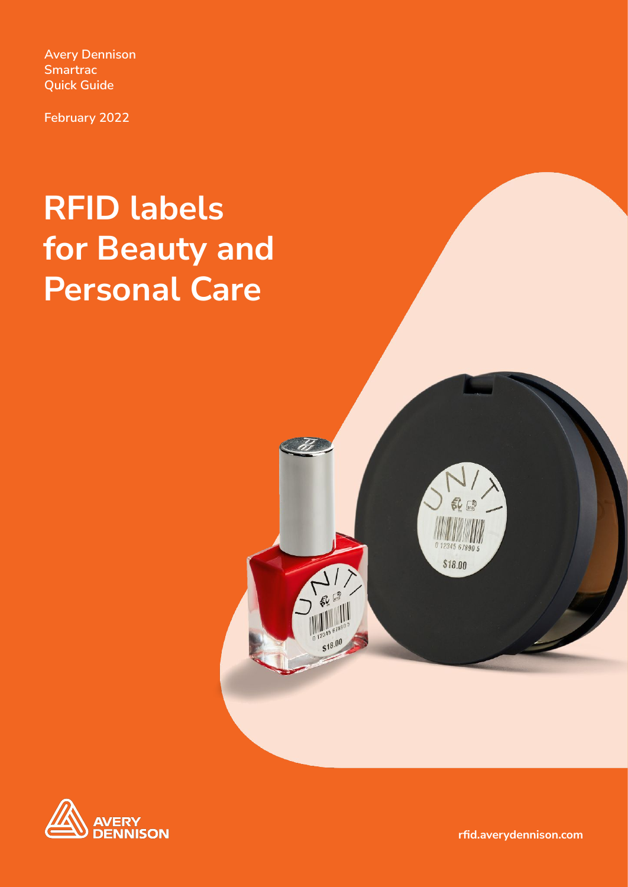Avery Dennison
Smartrac
Quick Guide

February 2022

# RFID labels for Beauty and Personal Care

AVERY DENNISON

rfid.averydennison.com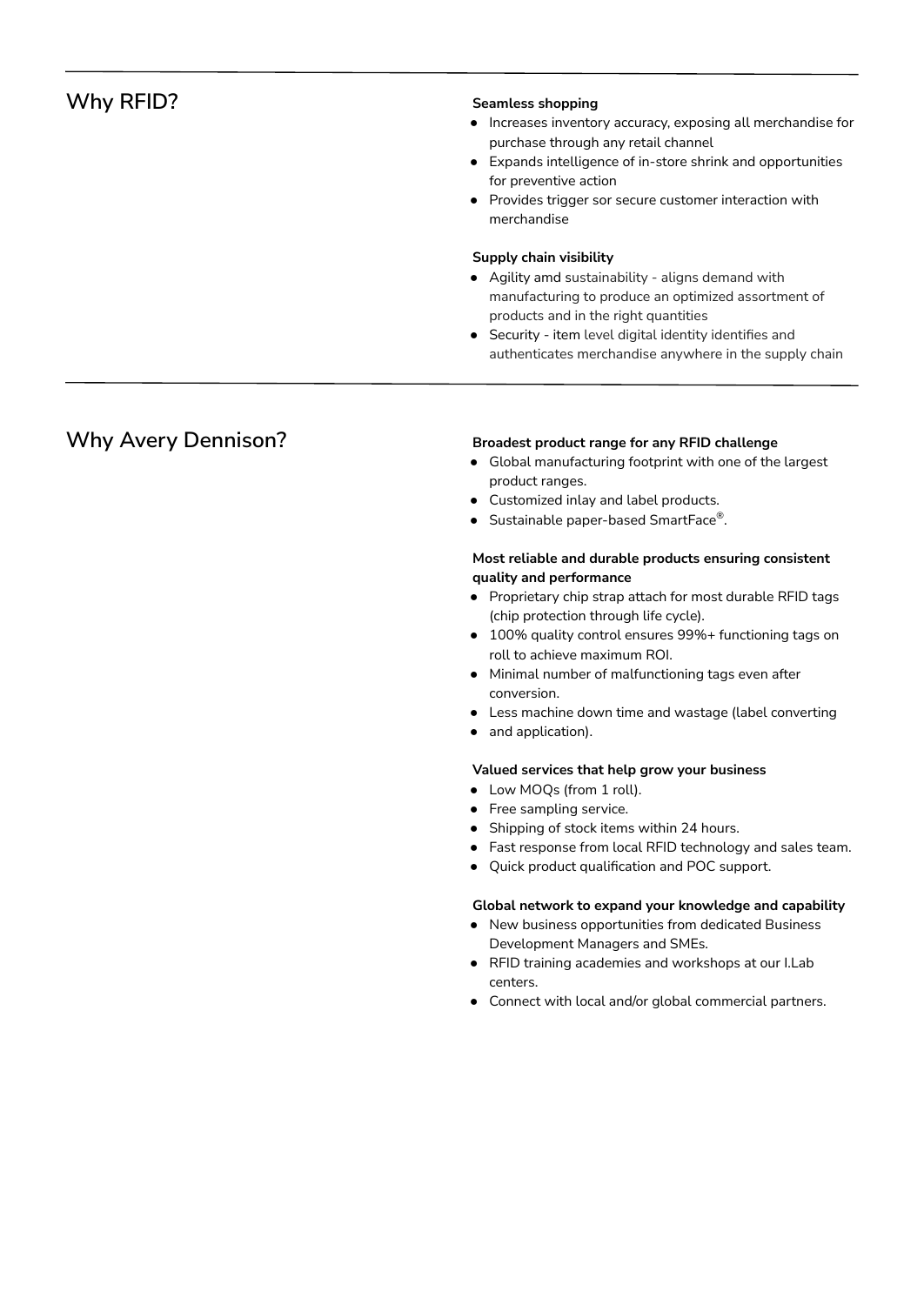## Why RFID?

**Seamless shopping**

- Increases inventory accuracy, exposing all merchandise for purchase through any retail channel
- Expands intelligence of in-store shrink and opportunities for preventive action
- Provides trigger sor secure customer interaction with merchandise

**Supply chain visibility**

- Agility amd sustainability - aligns demand with manufacturing to produce an optimized assortment of products and in the right quantities
- Security - item level digital identity identifies and authenticates merchandise anywhere in the supply chain

## Why Avery Dennison?

**Broadest product range for any RFID challenge**

- Global manufacturing footprint with one of the largest product ranges.
- Customized inlay and label products.
- Sustainable paper-based SmartFace®.

**Most reliable and durable products ensuring consistent quality and performance**

- Proprietary chip strap attach for most durable RFID tags (chip protection through life cycle).
- 100% quality control ensures 99%+ functioning tags on roll to achieve maximum ROI.
- Minimal number of malfunctioning tags even after conversion.
- Less machine down time and wastage (label converting
- and application).

**Valued services that help grow your business**

- Low MOQs (from 1 roll).
- Free sampling service.
- Shipping of stock items within 24 hours.
- Fast response from local RFID technology and sales team.
- Quick product qualification and POC support.

**Global network to expand your knowledge and capability**

- New business opportunities from dedicated Business Development Managers and SMEs.
- RFID training academies and workshops at our I.Lab centers.
- Connect with local and/or global commercial partners.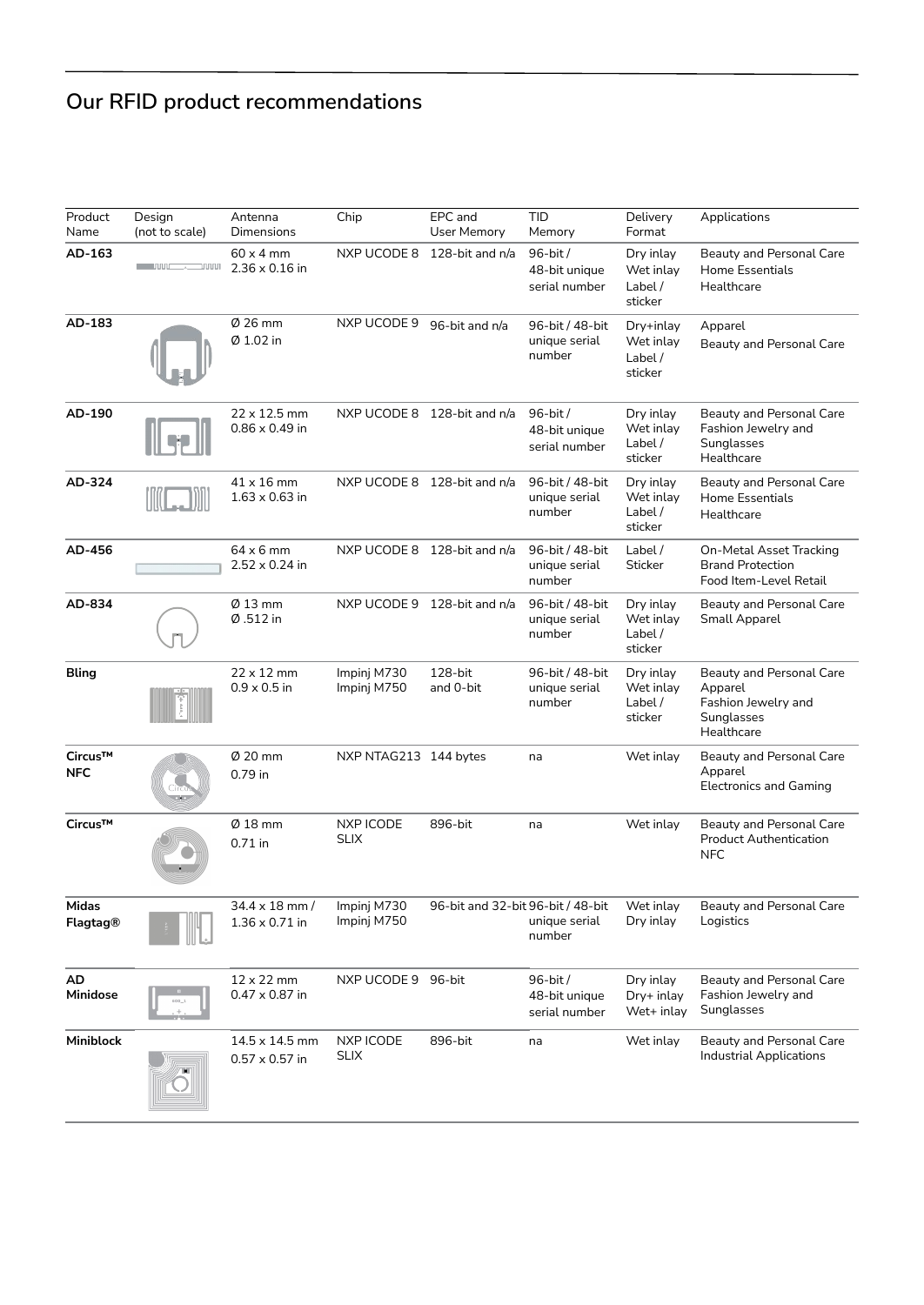# Our RFID product recommendations

| Product Name | Design (not to scale) | Antenna Dimensions | Chip | EPC and User Memory | TID Memory | Delivery Format | Applications |
|---|---|---|---|---|---|---|---|
| **AD-163** | | 60 x 4 mm<br>2.36 x 0.16 in | NXP UCODE 8 | 128-bit and n/a | 96-bit / 48-bit unique serial number | Dry inlay<br>Wet inlay<br>Label / sticker | Beauty and Personal Care<br>Home Essentials<br>Healthcare |
| **AD-183** | | Ø 26 mm<br>Ø 1.02 in | NXP UCODE 9 | 96-bit and n/a | 96-bit / 48-bit unique serial number | Dry+inlay<br>Wet inlay<br>Label / sticker | Apparel<br>Beauty and Personal Care |
| **AD-190** | | 22 x 12.5 mm<br>0.86 x 0.49 in | NXP UCODE 8 | 128-bit and n/a | 96-bit / 48-bit unique serial number | Dry inlay<br>Wet inlay<br>Label / sticker | Beauty and Personal Care<br>Fashion Jewelry and Sunglasses<br>Healthcare |
| **AD-324** | | 41 x 16 mm<br>1.63 x 0.63 in | NXP UCODE 8 | 128-bit and n/a | 96-bit / 48-bit unique serial number | Dry inlay<br>Wet inlay<br>Label / sticker | Beauty and Personal Care<br>Home Essentials<br>Healthcare |
| **AD-456** | | 64 x 6 mm<br>2.52 x 0.24 in | NXP UCODE 8 | 128-bit and n/a | 96-bit / 48-bit unique serial number | Label / Sticker | On-Metal Asset Tracking<br>Brand Protection<br>Food Item-Level Retail |
| **AD-834** | | Ø 13 mm<br>Ø .512 in | NXP UCODE 9 | 128-bit and n/a | 96-bit / 48-bit unique serial number | Dry inlay<br>Wet inlay<br>Label / sticker | Beauty and Personal Care<br>Small Apparel |
| **Bling** | | 22 x 12 mm<br>0.9 x 0.5 in | Impinj M730<br>Impinj M750 | 128-bit and 0-bit | 96-bit / 48-bit unique serial number | Dry inlay<br>Wet inlay<br>Label / sticker | Beauty and Personal Care<br>Apparel<br>Fashion Jewelry and Sunglasses<br>Healthcare |
| **Circus™ NFC** | | Ø 20 mm<br>0.79 in | NXP NTAG213 | 144 bytes | na | Wet inlay | Beauty and Personal Care<br>Apparel<br>Electronics and Gaming |
| **Circus™** | | Ø 18 mm<br>0.71 in | NXP ICODE SLIX | 896-bit | na | Wet inlay | Beauty and Personal Care<br>Product Authentication<br>NFC |
| **Midas Flagtag®** | | 34.4 x 18 mm / 1.36 x 0.71 in | Impinj M730<br>Impinj M750 | 96-bit and 32-bit | 96-bit / 48-bit unique serial number | Wet inlay<br>Dry inlay | Beauty and Personal Care<br>Logistics |
| **AD Minidose** | | 12 x 22 mm<br>0.47 x 0.87 in | NXP UCODE 9 | 96-bit | 96-bit / 48-bit unique serial number | Dry inlay<br>Dry+ inlay<br>Wet+ inlay | Beauty and Personal Care<br>Fashion Jewelry and Sunglasses |
| **Miniblock** | | 14.5 x 14.5 mm<br>0.57 x 0.57 in | NXP ICODE SLIX | 896-bit | na | Wet inlay | Beauty and Personal Care<br>Industrial Applications |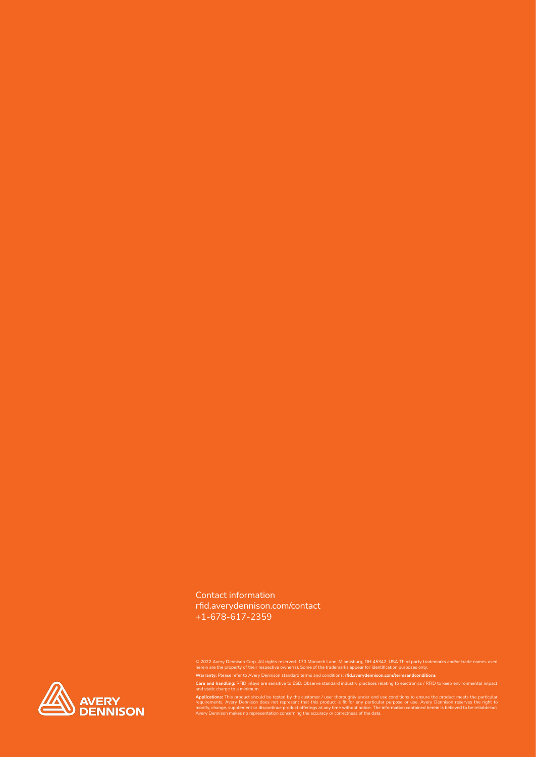Contact information
rfid.averydennison.com/contact
+1-678-617-2359

© 2022 Avery Dennison Corp. All rights reserved. 170 Monarch Lane, Miamisburg, OH 45342, USA Third party trademarks and/or trade names used herein are the property of their respective owner(s). Some of the trademarks appear for identification purposes only.

**Warranty:** Please refer to Avery Dennison standard terms and conditions: **rfid.averydennison.com/termsandconditions**

**Care and handling:** RFID inlays are sensitive to ESD. Observe standard industry practices relating to electronics / RFID to keep environmental impact and static charge to a minimum.

**Applications:** This product should be tested by the customer / user thoroughly under end use conditions to ensure the product meets the particular requirements. Avery Dennison does not represent that this product is fit for any particular purpose or use. Avery Dennison reserves the right to modify, change, supplement or discontinue product offerings at any time without notice. The information contained herein is believed to be reliable but Avery Dennison makes no representation concerning the accuracy or correctness of the data.

AVERY DENNISON